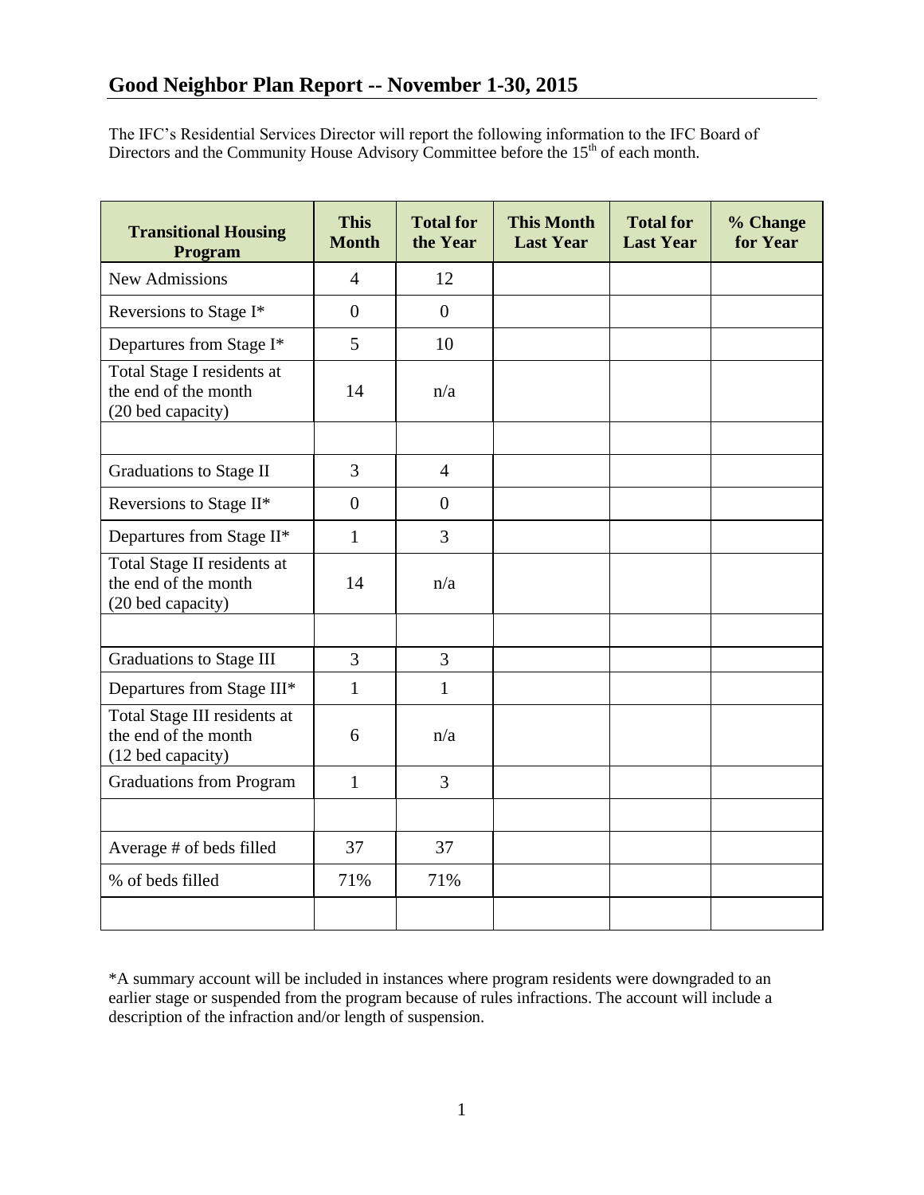# Good Neighbor Plan Report -- November 1-30, 2015

The IFC's Residential Services Director will report the following information to the IFC Board of Directors and the Community House Advisory Committee before the 15th of each month.

| Transitional Housing Program | This Month | Total for the Year | This Month Last Year | Total for Last Year | % Change for Year |
|---|---|---|---|---|---|
| New Admissions | 4 | 12 | | | |
| Reversions to Stage I* | 0 | 0 | | | |
| Departures from Stage I* | 5 | 10 | | | |
| Total Stage I residents at the end of the month (20 bed capacity) | 14 | n/a | | | |
| | | | | | |
| Graduations to Stage II | 3 | 4 | | | |
| Reversions to Stage II* | 0 | 0 | | | |
| Departures from Stage II* | 1 | 3 | | | |
| Total Stage II residents at the end of the month (20 bed capacity) | 14 | n/a | | | |
| | | | | | |
| Graduations to Stage III | 3 | 3 | | | |
| Departures from Stage III* | 1 | 1 | | | |
| Total Stage III residents at the end of the month (12 bed capacity) | 6 | n/a | | | |
| Graduations from Program | 1 | 3 | | | |
| | | | | | |
| Average # of beds filled | 37 | 37 | | | |
| % of beds filled | 71% | 71% | | | |
| | | | | | |

*A summary account will be included in instances where program residents were downgraded to an earlier stage or suspended from the program because of rules infractions. The account will include a description of the infraction and/or length of suspension.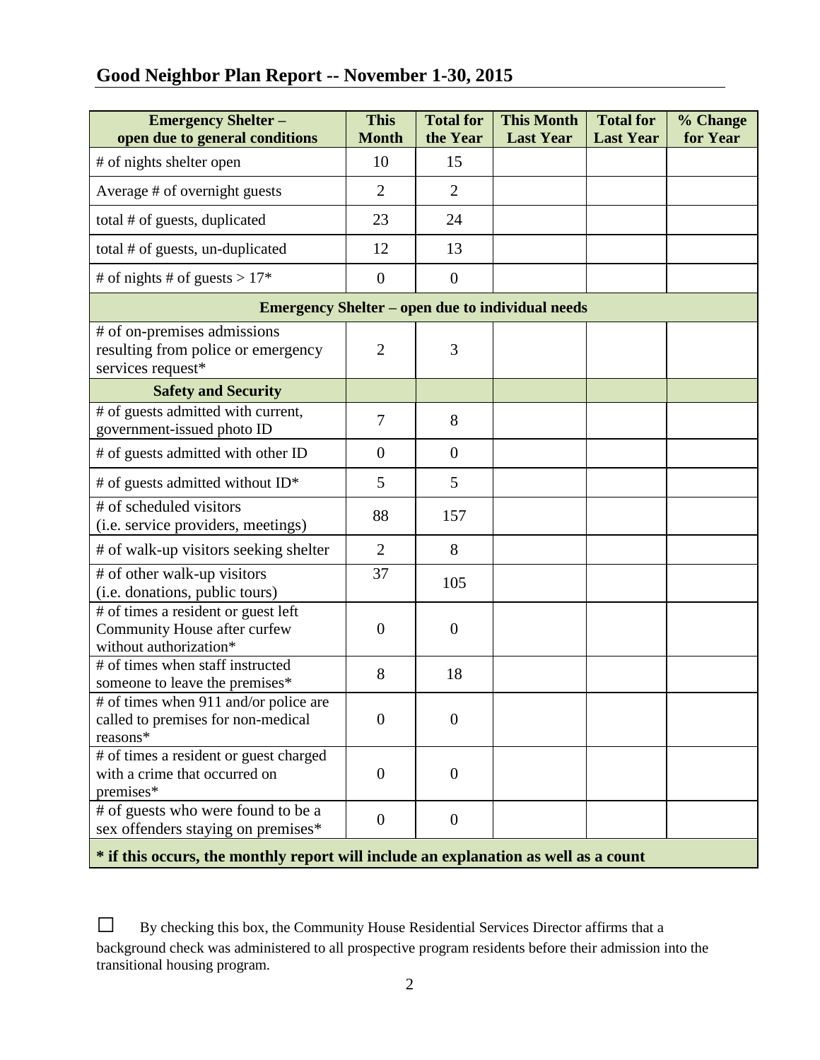## Good Neighbor Plan Report -- November 1-30, 2015

| Emergency Shelter – open due to general conditions | This Month | Total for the Year | This Month Last Year | Total for Last Year | % Change for Year |
|---|---|---|---|---|---|
| # of nights shelter open | 10 | 15 | | | |
| Average # of overnight guests | 2 | 2 | | | |
| total # of guests, duplicated | 23 | 24 | | | |
| total # of guests, un-duplicated | 12 | 13 | | | |
| # of nights # of guests > 17* | 0 | 0 | | | |
| **Emergency Shelter – open due to individual needs** | | | | | |
| # of on-premises admissions resulting from police or emergency services request* | 2 | 3 | | | |
| **Safety and Security** | | | | | |
| # of guests admitted with current, government-issued photo ID | 7 | 8 | | | |
| # of guests admitted with other ID | 0 | 0 | | | |
| # of guests admitted without ID* | 5 | 5 | | | |
| # of scheduled visitors (i.e. service providers, meetings) | 88 | 157 | | | |
| # of walk-up visitors seeking shelter | 2 | 8 | | | |
| # of other walk-up visitors (i.e. donations, public tours) | 37 | 105 | | | |
| # of times a resident or guest left Community House after curfew without authorization* | 0 | 0 | | | |
| # of times when staff instructed someone to leave the premises* | 8 | 18 | | | |
| # of times when 911 and/or police are called to premises for non-medical reasons* | 0 | 0 | | | |
| # of times a resident or guest charged with a crime that occurred on premises* | 0 | 0 | | | |
| # of guests who were found to be a sex offenders staying on premises* | 0 | 0 | | | |

**\* if this occurs, the monthly report will include an explanation as well as a count**

☐ By checking this box, the Community House Residential Services Director affirms that a background check was administered to all prospective program residents before their admission into the transitional housing program.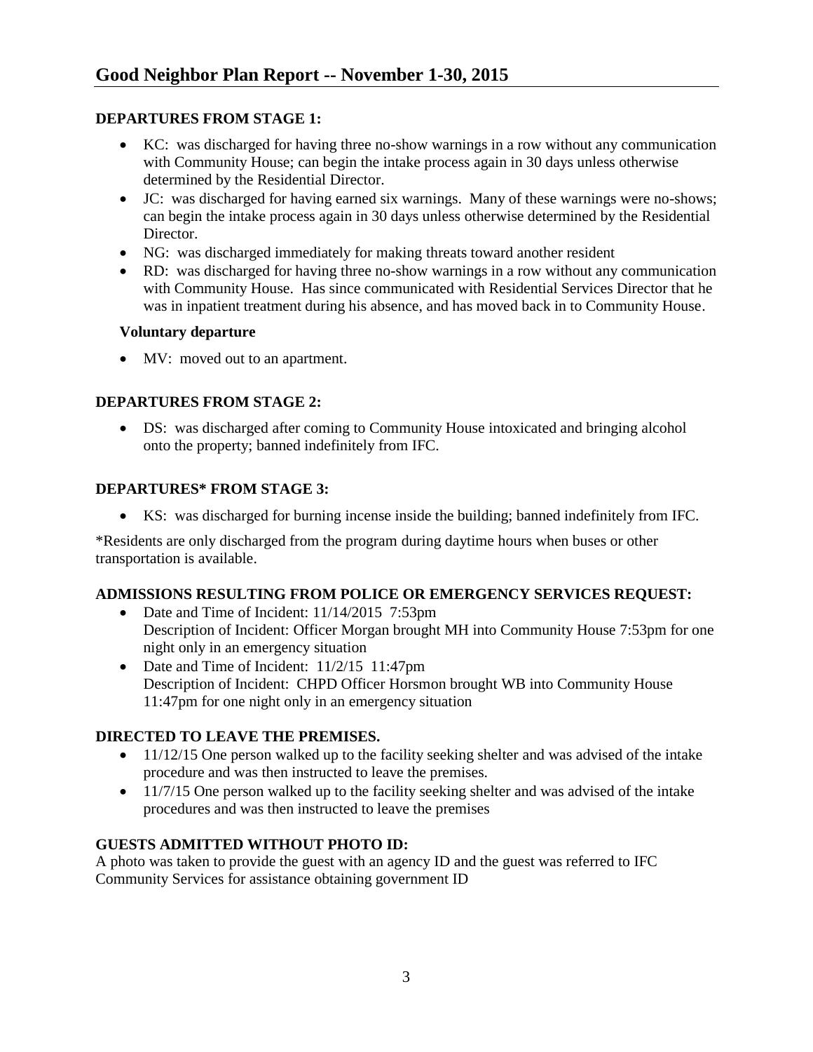# Good Neighbor Plan Report -- November 1-30, 2015

**DEPARTURES FROM STAGE 1:**

- KC: was discharged for having three no-show warnings in a row without any communication with Community House; can begin the intake process again in 30 days unless otherwise determined by the Residential Director.
- JC: was discharged for having earned six warnings. Many of these warnings were no-shows; can begin the intake process again in 30 days unless otherwise determined by the Residential Director.
- NG: was discharged immediately for making threats toward another resident
- RD: was discharged for having three no-show warnings in a row without any communication with Community House. Has since communicated with Residential Services Director that he was in inpatient treatment during his absence, and has moved back in to Community House.

**Voluntary departure**

- MV: moved out to an apartment.

**DEPARTURES FROM STAGE 2:**

- DS: was discharged after coming to Community House intoxicated and bringing alcohol onto the property; banned indefinitely from IFC.

**DEPARTURES* FROM STAGE 3:**

- KS: was discharged for burning incense inside the building; banned indefinitely from IFC.

*Residents are only discharged from the program during daytime hours when buses or other transportation is available.

**ADMISSIONS RESULTING FROM POLICE OR EMERGENCY SERVICES REQUEST:**

- Date and Time of Incident: 11/14/2015 7:53pm
  Description of Incident: Officer Morgan brought MH into Community House 7:53pm for one night only in an emergency situation
- Date and Time of Incident: 11/2/15 11:47pm
  Description of Incident: CHPD Officer Horsmon brought WB into Community House 11:47pm for one night only in an emergency situation

**DIRECTED TO LEAVE THE PREMISES.**

- 11/12/15 One person walked up to the facility seeking shelter and was advised of the intake procedure and was then instructed to leave the premises.
- 11/7/15 One person walked up to the facility seeking shelter and was advised of the intake procedures and was then instructed to leave the premises

**GUESTS ADMITTED WITHOUT PHOTO ID:**

A photo was taken to provide the guest with an agency ID and the guest was referred to IFC Community Services for assistance obtaining government ID